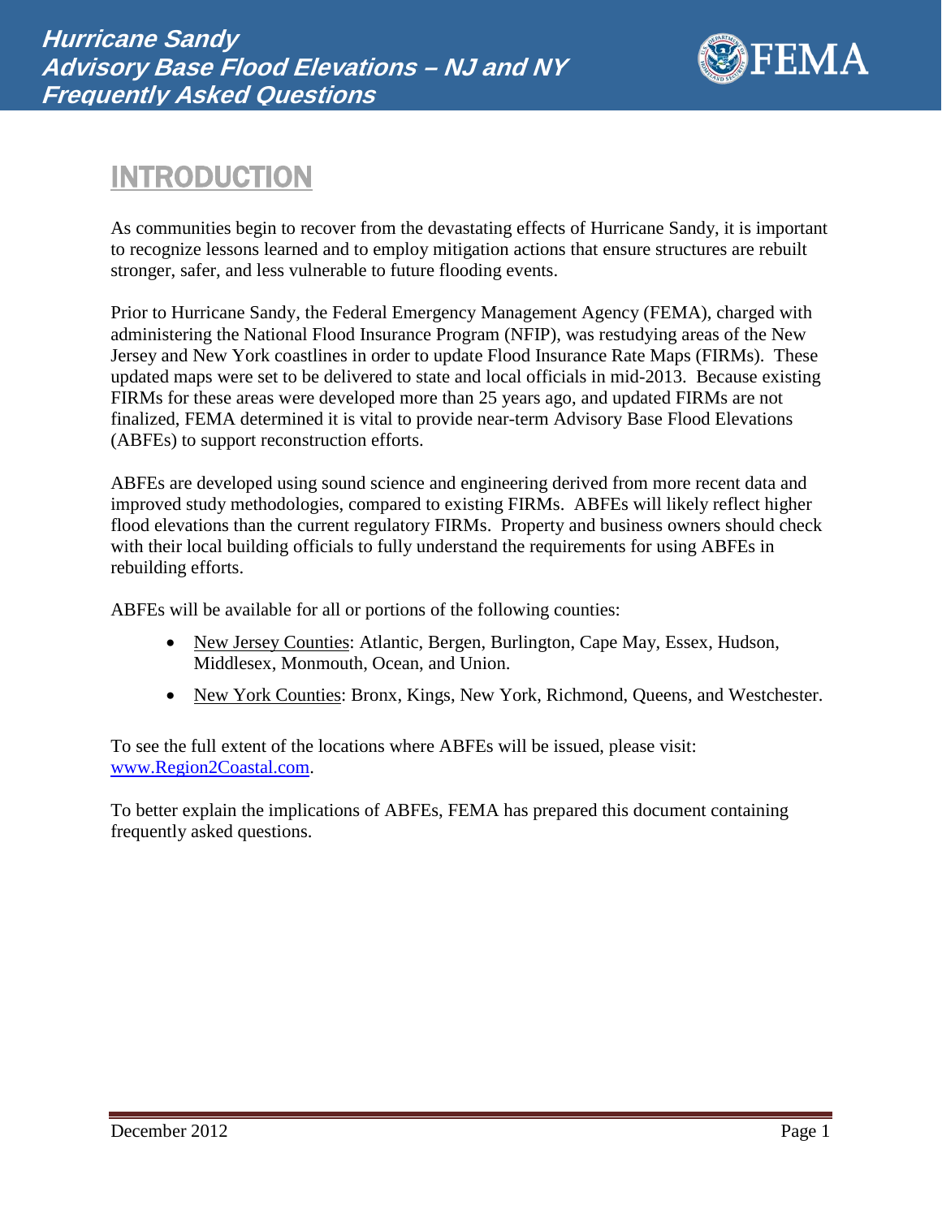# Hurricane Sandy Advisory Base Flood Elevations – NJ and NY Frequently Asked Questions

## INTRODUCTION

As communities begin to recover from the devastating effects of Hurricane Sandy, it is important to recognize lessons learned and to employ mitigation actions that ensure structures are rebuilt stronger, safer, and less vulnerable to future flooding events.

Prior to Hurricane Sandy, the Federal Emergency Management Agency (FEMA), charged with administering the National Flood Insurance Program (NFIP), was restudying areas of the New Jersey and New York coastlines in order to update Flood Insurance Rate Maps (FIRMs). These updated maps were set to be delivered to state and local officials in mid-2013. Because existing FIRMs for these areas were developed more than 25 years ago, and updated FIRMs are not finalized, FEMA determined it is vital to provide near-term Advisory Base Flood Elevations (ABFEs) to support reconstruction efforts.

ABFEs are developed using sound science and engineering derived from more recent data and improved study methodologies, compared to existing FIRMs. ABFEs will likely reflect higher flood elevations than the current regulatory FIRMs. Property and business owners should check with their local building officials to fully understand the requirements for using ABFEs in rebuilding efforts.

ABFEs will be available for all or portions of the following counties:

- New Jersey Counties: Atlantic, Bergen, Burlington, Cape May, Essex, Hudson, Middlesex, Monmouth, Ocean, and Union.
- New York Counties: Bronx, Kings, New York, Richmond, Queens, and Westchester.

To see the full extent of the locations where ABFEs will be issued, please visit: www.Region2Coastal.com.

To better explain the implications of ABFEs, FEMA has prepared this document containing frequently asked questions.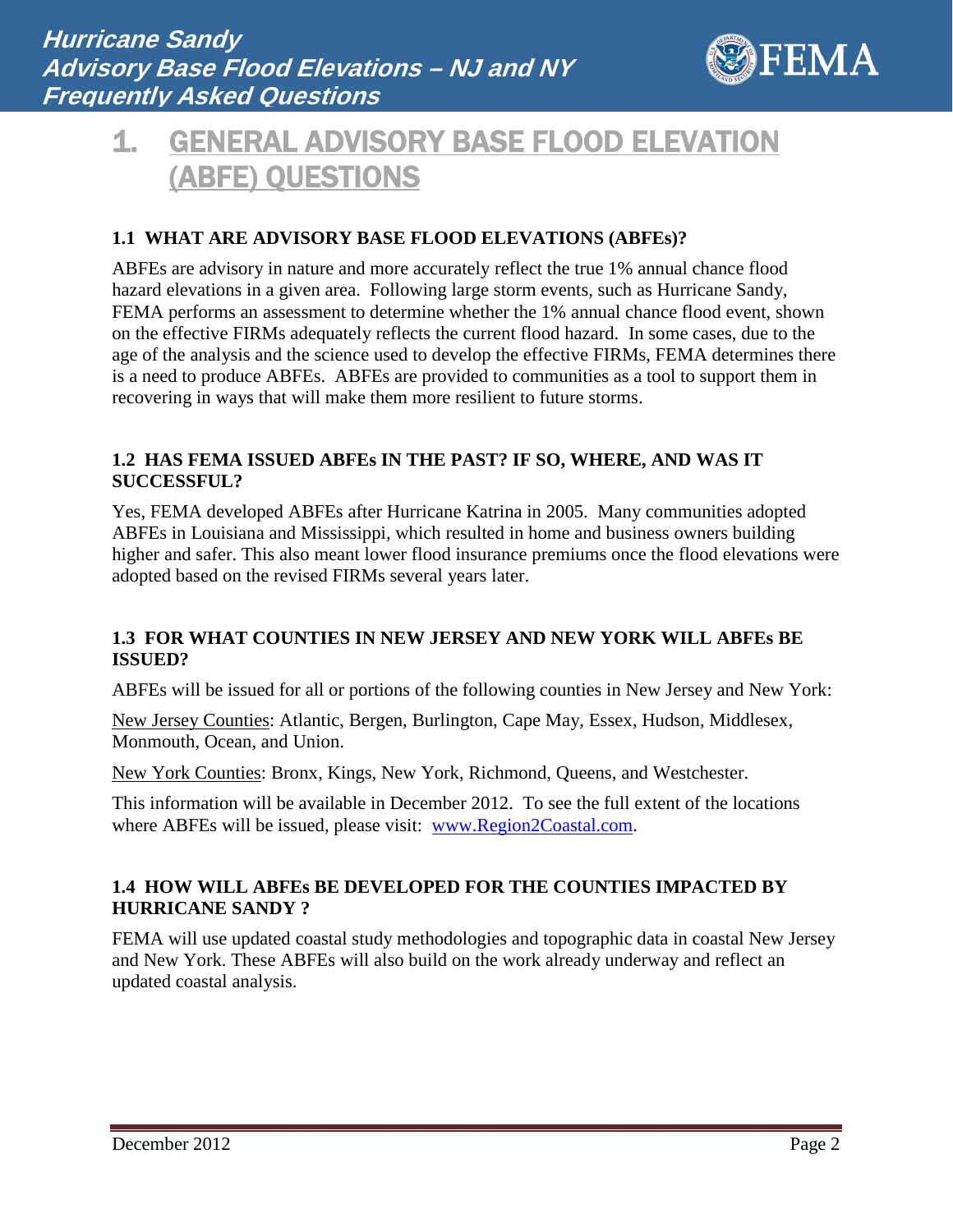# 1. GENERAL ADVISORY BASE FLOOD ELEVATION (ABFE) QUESTIONS

### 1.1 WHAT ARE ADVISORY BASE FLOOD ELEVATIONS (ABFEs)?

ABFEs are advisory in nature and more accurately reflect the true 1% annual chance flood hazard elevations in a given area. Following large storm events, such as Hurricane Sandy, FEMA performs an assessment to determine whether the 1% annual chance flood event, shown on the effective FIRMs adequately reflects the current flood hazard. In some cases, due to the age of the analysis and the science used to develop the effective FIRMs, FEMA determines there is a need to produce ABFEs. ABFEs are provided to communities as a tool to support them in recovering in ways that will make them more resilient to future storms.

### 1.2 HAS FEMA ISSUED ABFEs IN THE PAST? IF SO, WHERE, AND WAS IT SUCCESSFUL?

Yes, FEMA developed ABFEs after Hurricane Katrina in 2005. Many communities adopted ABFEs in Louisiana and Mississippi, which resulted in home and business owners building higher and safer. This also meant lower flood insurance premiums once the flood elevations were adopted based on the revised FIRMs several years later.

### 1.3 FOR WHAT COUNTIES IN NEW JERSEY AND NEW YORK WILL ABFEs BE ISSUED?

ABFEs will be issued for all or portions of the following counties in New Jersey and New York:

New Jersey Counties: Atlantic, Bergen, Burlington, Cape May, Essex, Hudson, Middlesex, Monmouth, Ocean, and Union.

New York Counties: Bronx, Kings, New York, Richmond, Queens, and Westchester.

This information will be available in December 2012. To see the full extent of the locations where ABFEs will be issued, please visit: [www.Region2Coastal.com](http://www.Region2Coastal.com).

### 1.4 HOW WILL ABFEs BE DEVELOPED FOR THE COUNTIES IMPACTED BY HURRICANE SANDY ?

FEMA will use updated coastal study methodologies and topographic data in coastal New Jersey and New York. These ABFEs will also build on the work already underway and reflect an updated coastal analysis.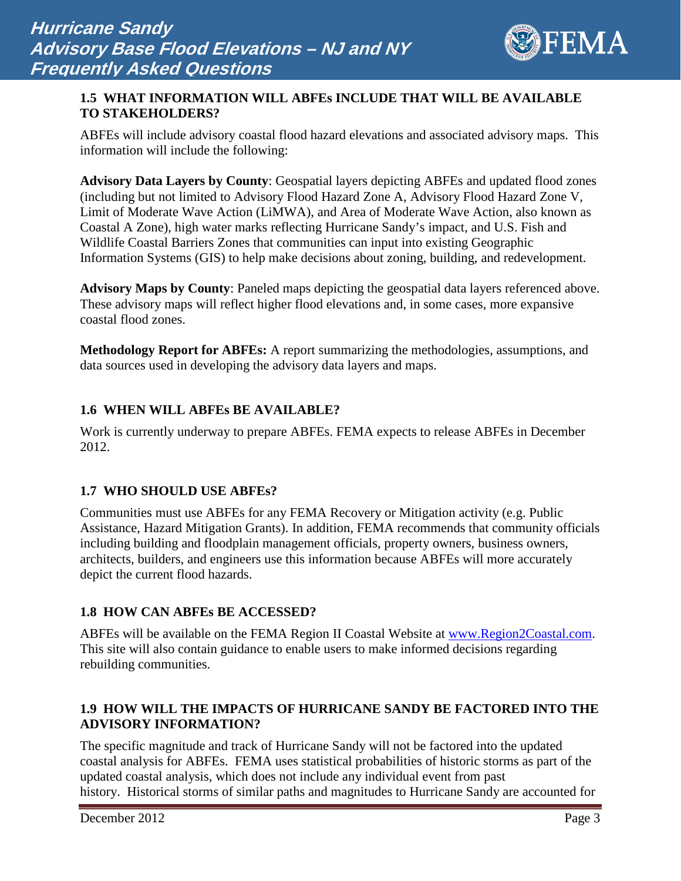### 1.5 WHAT INFORMATION WILL ABFEs INCLUDE THAT WILL BE AVAILABLE TO STAKEHOLDERS?

ABFEs will include advisory coastal flood hazard elevations and associated advisory maps. This information will include the following:

**Advisory Data Layers by County**: Geospatial layers depicting ABFEs and updated flood zones (including but not limited to Advisory Flood Hazard Zone A, Advisory Flood Hazard Zone V, Limit of Moderate Wave Action (LiMWA), and Area of Moderate Wave Action, also known as Coastal A Zone), high water marks reflecting Hurricane Sandy's impact, and U.S. Fish and Wildlife Coastal Barriers Zones that communities can input into existing Geographic Information Systems (GIS) to help make decisions about zoning, building, and redevelopment.

**Advisory Maps by County**: Paneled maps depicting the geospatial data layers referenced above. These advisory maps will reflect higher flood elevations and, in some cases, more expansive coastal flood zones.

**Methodology Report for ABFEs:** A report summarizing the methodologies, assumptions, and data sources used in developing the advisory data layers and maps.

### 1.6 WHEN WILL ABFEs BE AVAILABLE?

Work is currently underway to prepare ABFEs. FEMA expects to release ABFEs in December 2012.

### 1.7 WHO SHOULD USE ABFEs?

Communities must use ABFEs for any FEMA Recovery or Mitigation activity (e.g. Public Assistance, Hazard Mitigation Grants). In addition, FEMA recommends that community officials including building and floodplain management officials, property owners, business owners, architects, builders, and engineers use this information because ABFEs will more accurately depict the current flood hazards.

### 1.8 HOW CAN ABFEs BE ACCESSED?

ABFEs will be available on the FEMA Region II Coastal Website at [www.Region2Coastal.com](http://www.Region2Coastal.com). This site will also contain guidance to enable users to make informed decisions regarding rebuilding communities.

### 1.9 HOW WILL THE IMPACTS OF HURRICANE SANDY BE FACTORED INTO THE ADVISORY INFORMATION?

The specific magnitude and track of Hurricane Sandy will not be factored into the updated coastal analysis for ABFEs. FEMA uses statistical probabilities of historic storms as part of the updated coastal analysis, which does not include any individual event from past history. Historical storms of similar paths and magnitudes to Hurricane Sandy are accounted for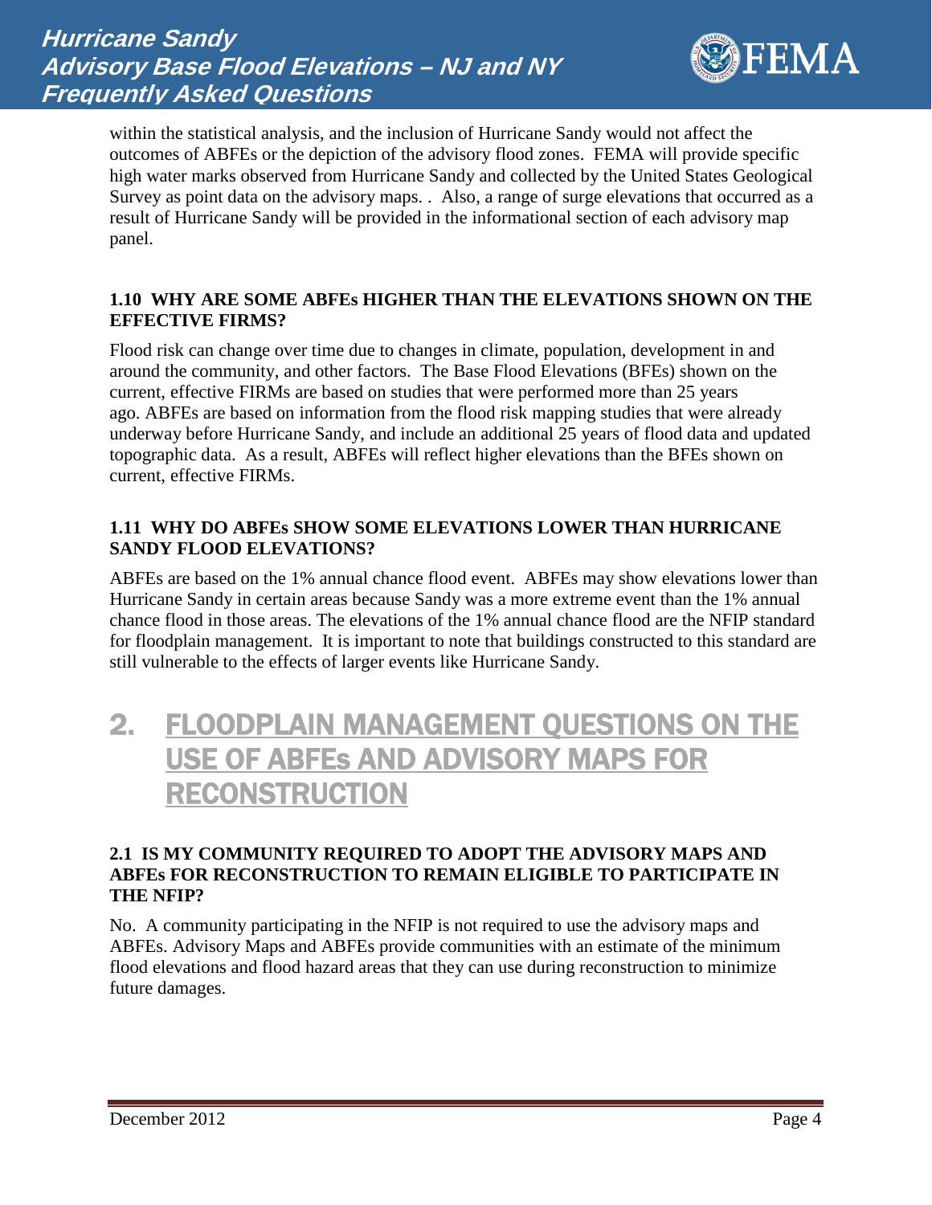within the statistical analysis, and the inclusion of Hurricane Sandy would not affect the outcomes of ABFEs or the depiction of the advisory flood zones. FEMA will provide specific high water marks observed from Hurricane Sandy and collected by the United States Geological Survey as point data on the advisory maps. . Also, a range of surge elevations that occurred as a result of Hurricane Sandy will be provided in the informational section of each advisory map panel.

### 1.10 WHY ARE SOME ABFEs HIGHER THAN THE ELEVATIONS SHOWN ON THE EFFECTIVE FIRMS?

Flood risk can change over time due to changes in climate, population, development in and around the community, and other factors. The Base Flood Elevations (BFEs) shown on the current, effective FIRMs are based on studies that were performed more than 25 years ago. ABFEs are based on information from the flood risk mapping studies that were already underway before Hurricane Sandy, and include an additional 25 years of flood data and updated topographic data. As a result, ABFEs will reflect higher elevations than the BFEs shown on current, effective FIRMs.

### 1.11 WHY DO ABFEs SHOW SOME ELEVATIONS LOWER THAN HURRICANE SANDY FLOOD ELEVATIONS?

ABFEs are based on the 1% annual chance flood event. ABFEs may show elevations lower than Hurricane Sandy in certain areas because Sandy was a more extreme event than the 1% annual chance flood in those areas. The elevations of the 1% annual chance flood are the NFIP standard for floodplain management. It is important to note that buildings constructed to this standard are still vulnerable to the effects of larger events like Hurricane Sandy.

## 2. FLOODPLAIN MANAGEMENT QUESTIONS ON THE USE OF ABFEs AND ADVISORY MAPS FOR RECONSTRUCTION

### 2.1 IS MY COMMUNITY REQUIRED TO ADOPT THE ADVISORY MAPS AND ABFEs FOR RECONSTRUCTION TO REMAIN ELIGIBLE TO PARTICIPATE IN THE NFIP?

No. A community participating in the NFIP is not required to use the advisory maps and ABFEs. Advisory Maps and ABFEs provide communities with an estimate of the minimum flood elevations and flood hazard areas that they can use during reconstruction to minimize future damages.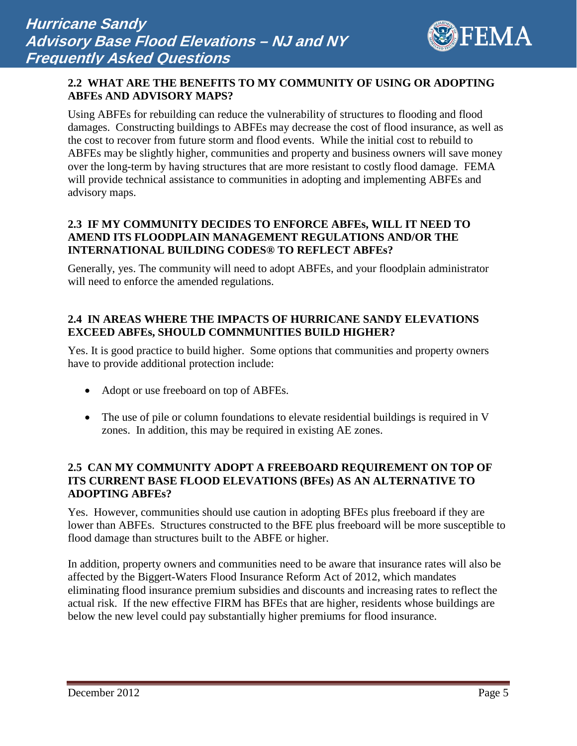### 2.2 WHAT ARE THE BENEFITS TO MY COMMUNITY OF USING OR ADOPTING ABFEs AND ADVISORY MAPS?

Using ABFEs for rebuilding can reduce the vulnerability of structures to flooding and flood damages. Constructing buildings to ABFEs may decrease the cost of flood insurance, as well as the cost to recover from future storm and flood events. While the initial cost to rebuild to ABFEs may be slightly higher, communities and property and business owners will save money over the long-term by having structures that are more resistant to costly flood damage. FEMA will provide technical assistance to communities in adopting and implementing ABFEs and advisory maps.

### 2.3 IF MY COMMUNITY DECIDES TO ENFORCE ABFEs, WILL IT NEED TO AMEND ITS FLOODPLAIN MANAGEMENT REGULATIONS AND/OR THE INTERNATIONAL BUILDING CODES® TO REFLECT ABFEs?

Generally, yes. The community will need to adopt ABFEs, and your floodplain administrator will need to enforce the amended regulations.

### 2.4 IN AREAS WHERE THE IMPACTS OF HURRICANE SANDY ELEVATIONS EXCEED ABFEs, SHOULD COMNMUNITIES BUILD HIGHER?

Yes. It is good practice to build higher. Some options that communities and property owners have to provide additional protection include:

- Adopt or use freeboard on top of ABFEs.
- The use of pile or column foundations to elevate residential buildings is required in V zones. In addition, this may be required in existing AE zones.

### 2.5 CAN MY COMMUNITY ADOPT A FREEBOARD REQUIREMENT ON TOP OF ITS CURRENT BASE FLOOD ELEVATIONS (BFEs) AS AN ALTERNATIVE TO ADOPTING ABFEs?

Yes. However, communities should use caution in adopting BFEs plus freeboard if they are lower than ABFEs. Structures constructed to the BFE plus freeboard will be more susceptible to flood damage than structures built to the ABFE or higher.

In addition, property owners and communities need to be aware that insurance rates will also be affected by the Biggert-Waters Flood Insurance Reform Act of 2012, which mandates eliminating flood insurance premium subsidies and discounts and increasing rates to reflect the actual risk. If the new effective FIRM has BFEs that are higher, residents whose buildings are below the new level could pay substantially higher premiums for flood insurance.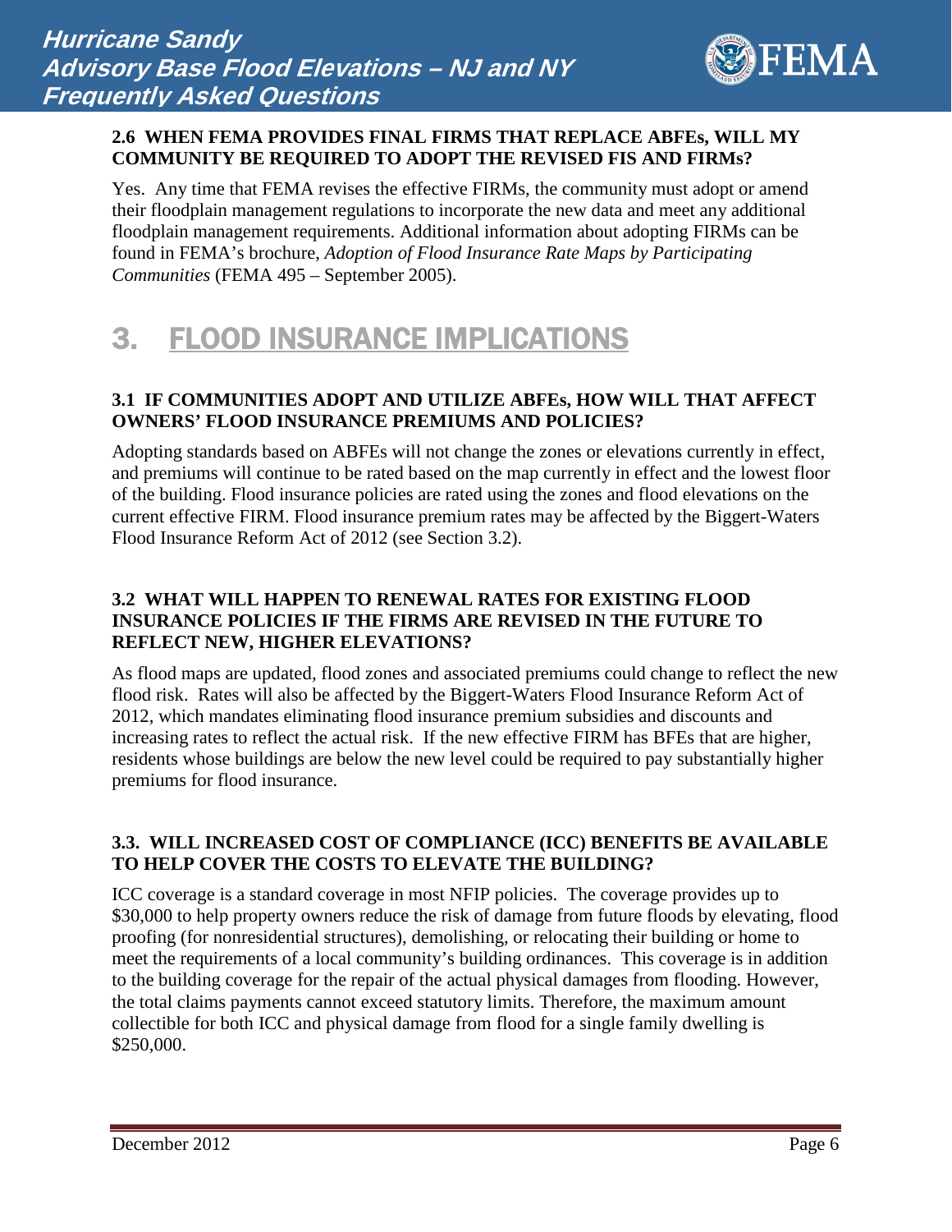**2.6 WHEN FEMA PROVIDES FINAL FIRMS THAT REPLACE ABFEs, WILL MY COMMUNITY BE REQUIRED TO ADOPT THE REVISED FIS AND FIRMs?**

Yes. Any time that FEMA revises the effective FIRMs, the community must adopt or amend their floodplain management regulations to incorporate the new data and meet any additional floodplain management requirements. Additional information about adopting FIRMs can be found in FEMA's brochure, *Adoption of Flood Insurance Rate Maps by Participating Communities* (FEMA 495 – September 2005).

# 3. FLOOD INSURANCE IMPLICATIONS

**3.1 IF COMMUNITIES ADOPT AND UTILIZE ABFEs, HOW WILL THAT AFFECT OWNERS' FLOOD INSURANCE PREMIUMS AND POLICIES?**

Adopting standards based on ABFEs will not change the zones or elevations currently in effect, and premiums will continue to be rated based on the map currently in effect and the lowest floor of the building. Flood insurance policies are rated using the zones and flood elevations on the current effective FIRM. Flood insurance premium rates may be affected by the Biggert-Waters Flood Insurance Reform Act of 2012 (see Section 3.2).

**3.2 WHAT WILL HAPPEN TO RENEWAL RATES FOR EXISTING FLOOD INSURANCE POLICIES IF THE FIRMS ARE REVISED IN THE FUTURE TO REFLECT NEW, HIGHER ELEVATIONS?**

As flood maps are updated, flood zones and associated premiums could change to reflect the new flood risk. Rates will also be affected by the Biggert-Waters Flood Insurance Reform Act of 2012, which mandates eliminating flood insurance premium subsidies and discounts and increasing rates to reflect the actual risk. If the new effective FIRM has BFEs that are higher, residents whose buildings are below the new level could be required to pay substantially higher premiums for flood insurance.

**3.3. WILL INCREASED COST OF COMPLIANCE (ICC) BENEFITS BE AVAILABLE TO HELP COVER THE COSTS TO ELEVATE THE BUILDING?**

ICC coverage is a standard coverage in most NFIP policies. The coverage provides up to \$30,000 to help property owners reduce the risk of damage from future floods by elevating, flood proofing (for nonresidential structures), demolishing, or relocating their building or home to meet the requirements of a local community's building ordinances. This coverage is in addition to the building coverage for the repair of the actual physical damages from flooding. However, the total claims payments cannot exceed statutory limits. Therefore, the maximum amount collectible for both ICC and physical damage from flood for a single family dwelling is \$250,000.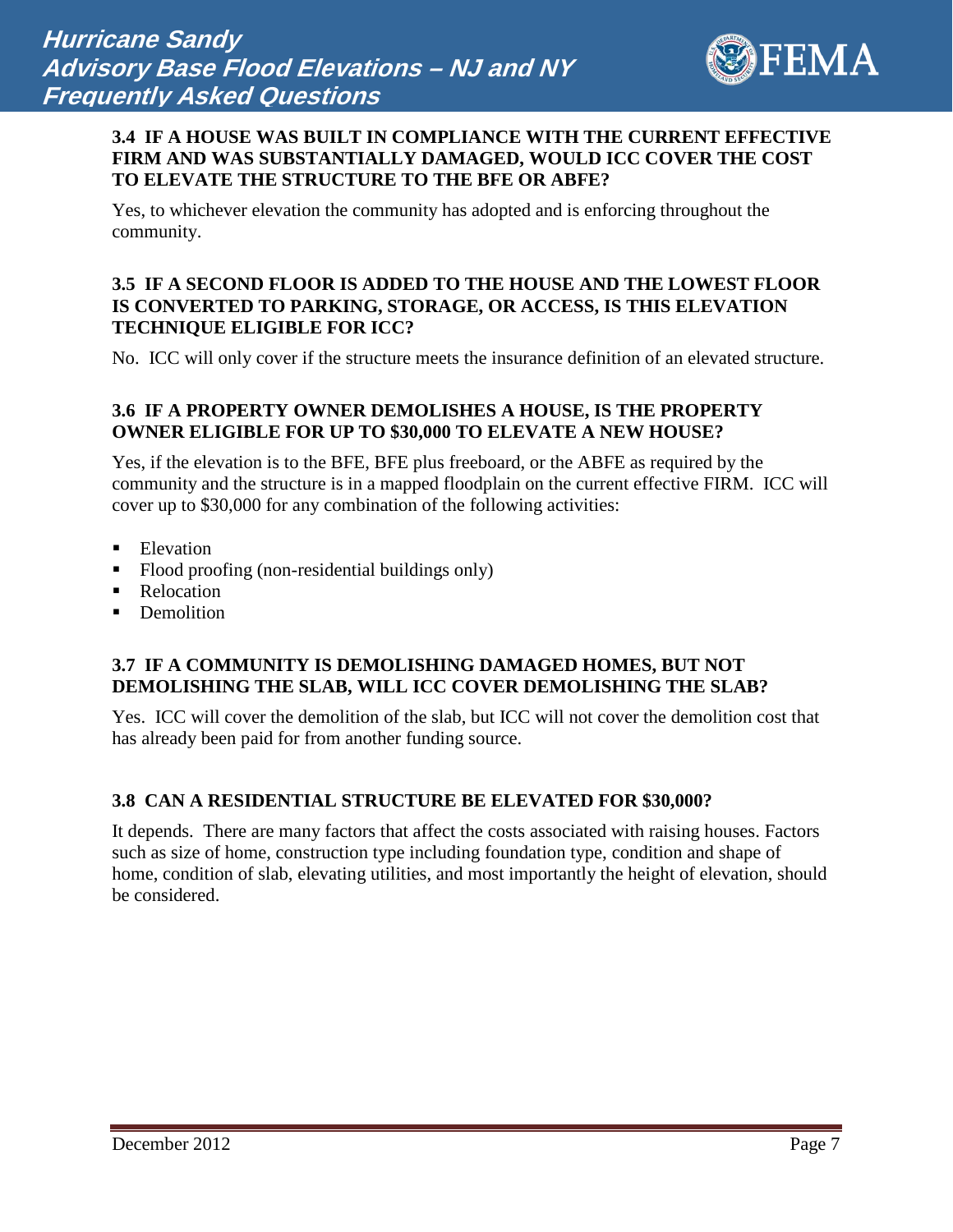### 3.4 IF A HOUSE WAS BUILT IN COMPLIANCE WITH THE CURRENT EFFECTIVE FIRM AND WAS SUBSTANTIALLY DAMAGED, WOULD ICC COVER THE COST TO ELEVATE THE STRUCTURE TO THE BFE OR ABFE?

Yes, to whichever elevation the community has adopted and is enforcing throughout the community.

### 3.5 IF A SECOND FLOOR IS ADDED TO THE HOUSE AND THE LOWEST FLOOR IS CONVERTED TO PARKING, STORAGE, OR ACCESS, IS THIS ELEVATION TECHNIQUE ELIGIBLE FOR ICC?

No. ICC will only cover if the structure meets the insurance definition of an elevated structure.

### 3.6 IF A PROPERTY OWNER DEMOLISHES A HOUSE, IS THE PROPERTY OWNER ELIGIBLE FOR UP TO $30,000 TO ELEVATE A NEW HOUSE?

Yes, if the elevation is to the BFE, BFE plus freeboard, or the ABFE as required by the community and the structure is in a mapped floodplain on the current effective FIRM. ICC will cover up to $30,000 for any combination of the following activities:

- Elevation
- Flood proofing (non-residential buildings only)
- Relocation
- Demolition

### 3.7 IF A COMMUNITY IS DEMOLISHING DAMAGED HOMES, BUT NOT DEMOLISHING THE SLAB, WILL ICC COVER DEMOLISHING THE SLAB?

Yes. ICC will cover the demolition of the slab, but ICC will not cover the demolition cost that has already been paid for from another funding source.

### 3.8 CAN A RESIDENTIAL STRUCTURE BE ELEVATED FOR $30,000?

It depends. There are many factors that affect the costs associated with raising houses. Factors such as size of home, construction type including foundation type, condition and shape of home, condition of slab, elevating utilities, and most importantly the height of elevation, should be considered.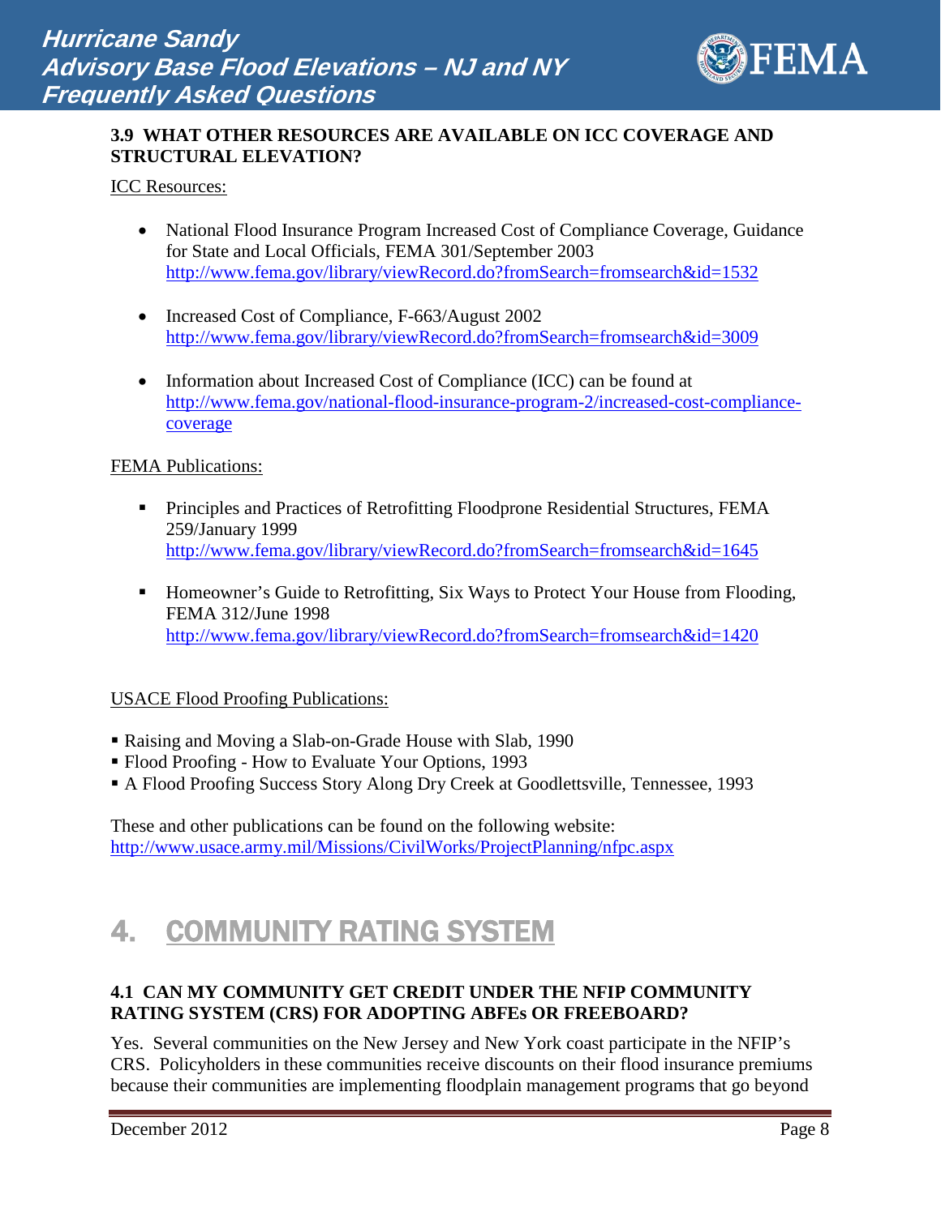### 3.9 WHAT OTHER RESOURCES ARE AVAILABLE ON ICC COVERAGE AND STRUCTURAL ELEVATION?

ICC Resources:

- National Flood Insurance Program Increased Cost of Compliance Coverage, Guidance for State and Local Officials, FEMA 301/September 2003
  http://www.fema.gov/library/viewRecord.do?fromSearch=fromsearch&id=1532

- Increased Cost of Compliance, F-663/August 2002
  http://www.fema.gov/library/viewRecord.do?fromSearch=fromsearch&id=3009

- Information about Increased Cost of Compliance (ICC) can be found at
  http://www.fema.gov/national-flood-insurance-program-2/increased-cost-compliance-coverage

FEMA Publications:

- Principles and Practices of Retrofitting Floodprone Residential Structures, FEMA 259/January 1999
  http://www.fema.gov/library/viewRecord.do?fromSearch=fromsearch&id=1645

- Homeowner's Guide to Retrofitting, Six Ways to Protect Your House from Flooding, FEMA 312/June 1998
  http://www.fema.gov/library/viewRecord.do?fromSearch=fromsearch&id=1420

USACE Flood Proofing Publications:

- Raising and Moving a Slab-on-Grade House with Slab, 1990
- Flood Proofing - How to Evaluate Your Options, 1993
- A Flood Proofing Success Story Along Dry Creek at Goodlettsville, Tennessee, 1993

These and other publications can be found on the following website:
http://www.usace.army.mil/Missions/CivilWorks/ProjectPlanning/nfpc.aspx

## 4. COMMUNITY RATING SYSTEM

### 4.1 CAN MY COMMUNITY GET CREDIT UNDER THE NFIP COMMUNITY RATING SYSTEM (CRS) FOR ADOPTING ABFEs OR FREEBOARD?

Yes. Several communities on the New Jersey and New York coast participate in the NFIP's CRS. Policyholders in these communities receive discounts on their flood insurance premiums because their communities are implementing floodplain management programs that go beyond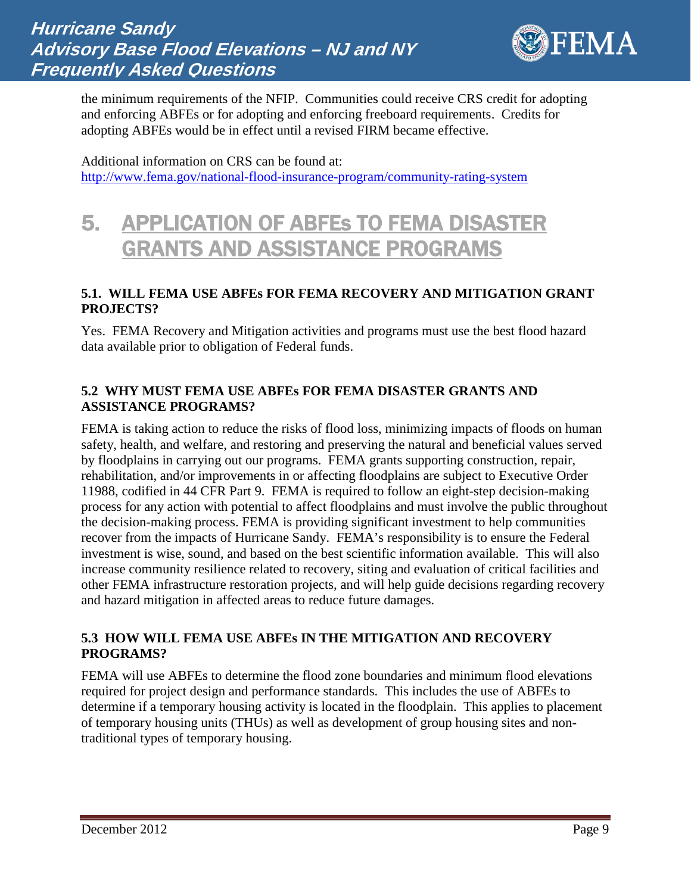the minimum requirements of the NFIP. Communities could receive CRS credit for adopting and enforcing ABFEs or for adopting and enforcing freeboard requirements. Credits for adopting ABFEs would be in effect until a revised FIRM became effective.

Additional information on CRS can be found at:
http://www.fema.gov/national-flood-insurance-program/community-rating-system

# 5. APPLICATION OF ABFEs TO FEMA DISASTER GRANTS AND ASSISTANCE PROGRAMS

### 5.1. WILL FEMA USE ABFEs FOR FEMA RECOVERY AND MITIGATION GRANT PROJECTS?

Yes. FEMA Recovery and Mitigation activities and programs must use the best flood hazard data available prior to obligation of Federal funds.

### 5.2 WHY MUST FEMA USE ABFEs FOR FEMA DISASTER GRANTS AND ASSISTANCE PROGRAMS?

FEMA is taking action to reduce the risks of flood loss, minimizing impacts of floods on human safety, health, and welfare, and restoring and preserving the natural and beneficial values served by floodplains in carrying out our programs. FEMA grants supporting construction, repair, rehabilitation, and/or improvements in or affecting floodplains are subject to Executive Order 11988, codified in 44 CFR Part 9. FEMA is required to follow an eight-step decision-making process for any action with potential to affect floodplains and must involve the public throughout the decision-making process. FEMA is providing significant investment to help communities recover from the impacts of Hurricane Sandy. FEMA's responsibility is to ensure the Federal investment is wise, sound, and based on the best scientific information available. This will also increase community resilience related to recovery, siting and evaluation of critical facilities and other FEMA infrastructure restoration projects, and will help guide decisions regarding recovery and hazard mitigation in affected areas to reduce future damages.

### 5.3 HOW WILL FEMA USE ABFEs IN THE MITIGATION AND RECOVERY PROGRAMS?

FEMA will use ABFEs to determine the flood zone boundaries and minimum flood elevations required for project design and performance standards. This includes the use of ABFEs to determine if a temporary housing activity is located in the floodplain. This applies to placement of temporary housing units (THUs) as well as development of group housing sites and non-traditional types of temporary housing.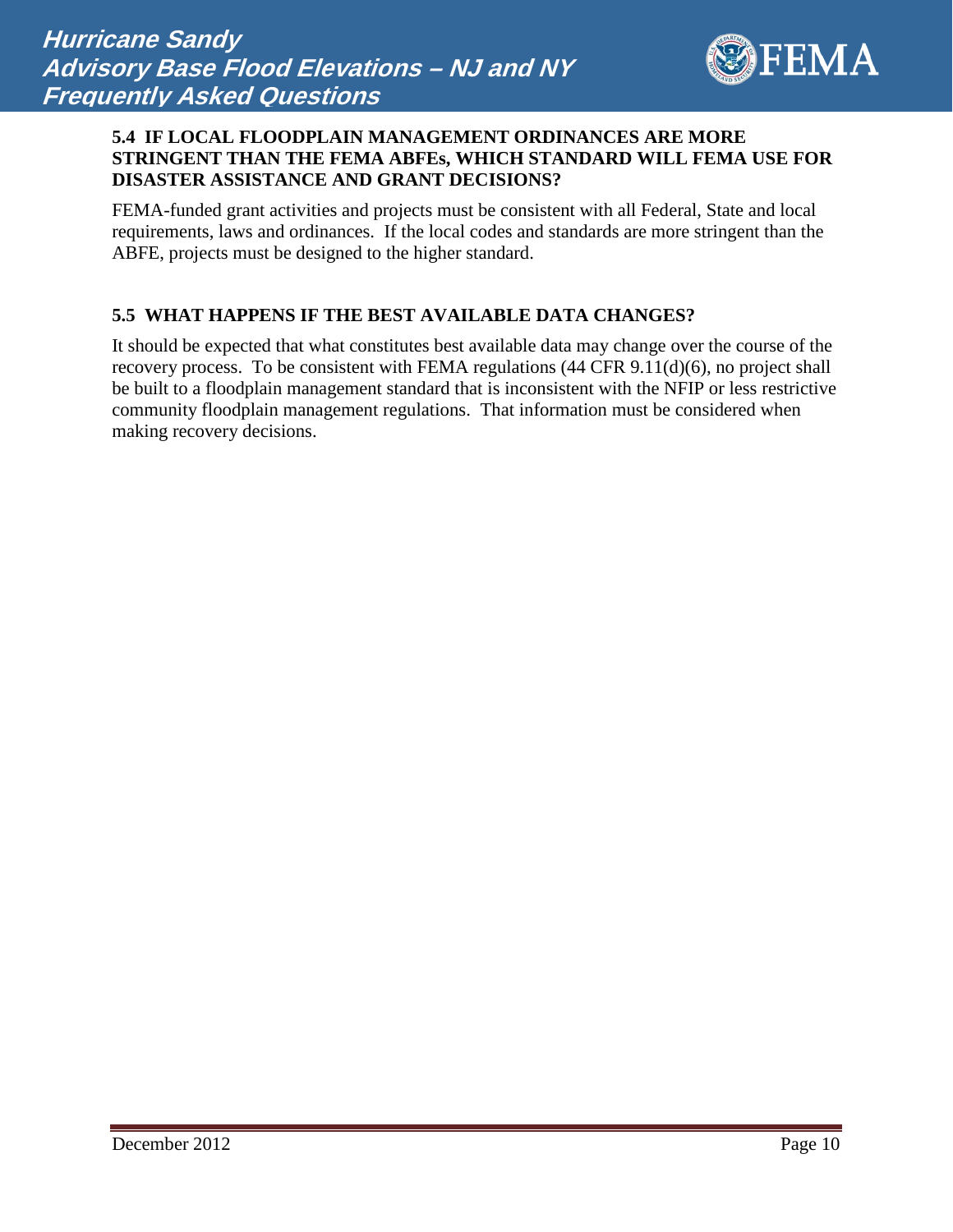### 5.4 IF LOCAL FLOODPLAIN MANAGEMENT ORDINANCES ARE MORE STRINGENT THAN THE FEMA ABFEs, WHICH STANDARD WILL FEMA USE FOR DISASTER ASSISTANCE AND GRANT DECISIONS?

FEMA-funded grant activities and projects must be consistent with all Federal, State and local requirements, laws and ordinances. If the local codes and standards are more stringent than the ABFE, projects must be designed to the higher standard.

### 5.5 WHAT HAPPENS IF THE BEST AVAILABLE DATA CHANGES?

It should be expected that what constitutes best available data may change over the course of the recovery process. To be consistent with FEMA regulations (44 CFR 9.11(d)(6), no project shall be built to a floodplain management standard that is inconsistent with the NFIP or less restrictive community floodplain management regulations. That information must be considered when making recovery decisions.